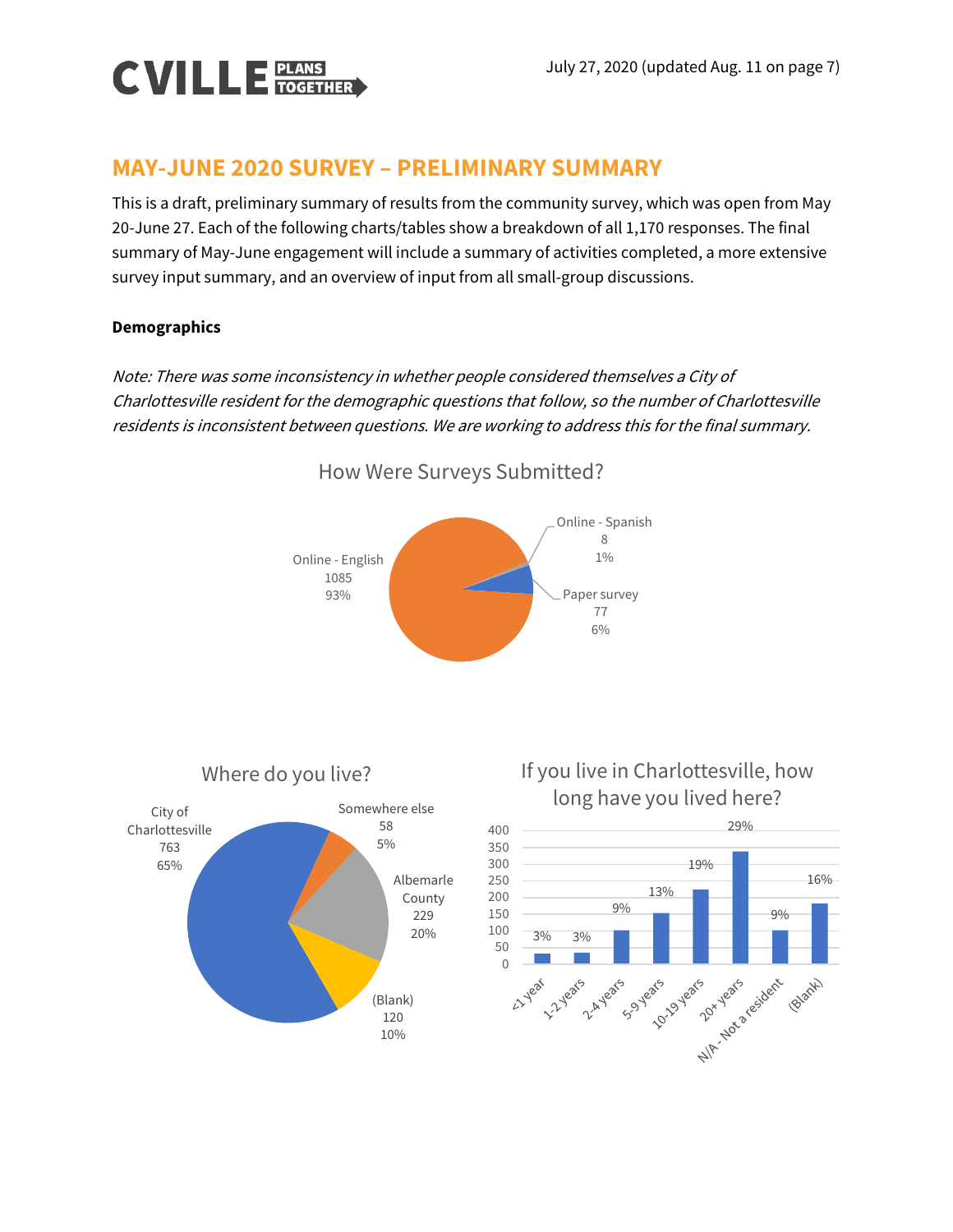CVILLE PLANS TOGETHER

July 27, 2020 (updated Aug. 11 on page 7)

# MAY-JUNE 2020 SURVEY – PRELIMINARY SUMMARY

This is a draft, preliminary summary of results from the community survey, which was open from May 20-June 27. Each of the following charts/tables show a breakdown of all 1,170 responses. The final summary of May-June engagement will include a summary of activities completed, a more extensive survey input summary, and an overview of input from all small-group discussions.

**Demographics**

*Note: There was some inconsistency in whether people considered themselves a City of Charlottesville resident for the demographic questions that follow, so the number of Charlottesville residents is inconsistent between questions. We are working to address this for the final summary.*

How Were Surveys Submitted?

Online - English
1085
93%

Online - Spanish
8
1%

Paper survey
77
6%

Where do you live?

City of Charlottesville
763
65%

Somewhere else
58
5%

Albemarle County
229
20%

(Blank)
120
10%

If you live in Charlottesville, how long have you lived here?

400
350
300
250
200
150
100
50
0

<1 year: 3%
1-2 years: 3%
2-4 years: 9%
5-9 years: 13%
10-19 years: 19%
20+ years: 29%
N/A - Not a resident: 9%
(Blank): 16%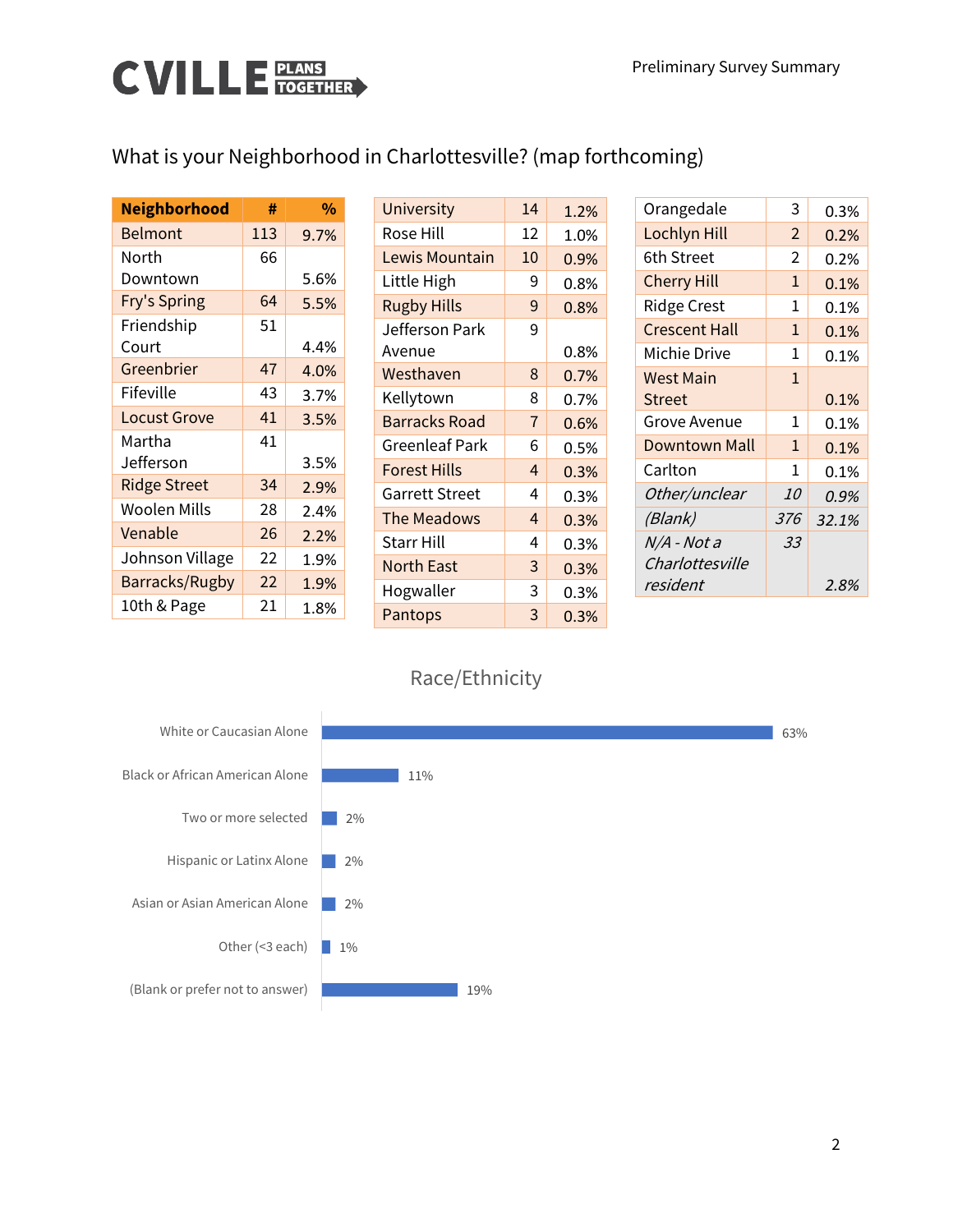What is your Neighborhood in Charlottesville? (map forthcoming)

| Neighborhood | # | % |
|---|---|---|
| Belmont | 113 | 9.7% |
| North Downtown | 66 | 5.6% |
| Fry's Spring | 64 | 5.5% |
| Friendship Court | 51 | 4.4% |
| Greenbrier | 47 | 4.0% |
| Fifeville | 43 | 3.7% |
| Locust Grove | 41 | 3.5% |
| Martha Jefferson | 41 | 3.5% |
| Ridge Street | 34 | 2.9% |
| Woolen Mills | 28 | 2.4% |
| Venable | 26 | 2.2% |
| Johnson Village | 22 | 1.9% |
| Barracks/Rugby | 22 | 1.9% |
| 10th & Page | 21 | 1.8% |
| University | 14 | 1.2% |
| Rose Hill | 12 | 1.0% |
| Lewis Mountain | 10 | 0.9% |
| Little High | 9 | 0.8% |
| Rugby Hills | 9 | 0.8% |
| Jefferson Park Avenue | 9 | 0.8% |
| Westhaven | 8 | 0.7% |
| Kellytown | 8 | 0.7% |
| Barracks Road | 7 | 0.6% |
| Greenleaf Park | 6 | 0.5% |
| Forest Hills | 4 | 0.3% |
| Garrett Street | 4 | 0.3% |
| The Meadows | 4 | 0.3% |
| Starr Hill | 4 | 0.3% |
| North East | 3 | 0.3% |
| Hogwaller | 3 | 0.3% |
| Pantops | 3 | 0.3% |
| Orangedale | 3 | 0.3% |
| Lochlyn Hill | 2 | 0.2% |
| 6th Street | 2 | 0.2% |
| Cherry Hill | 1 | 0.1% |
| Ridge Crest | 1 | 0.1% |
| Crescent Hall | 1 | 0.1% |
| Michie Drive | 1 | 0.1% |
| West Main Street | 1 | 0.1% |
| Grove Avenue | 1 | 0.1% |
| Downtown Mall | 1 | 0.1% |
| Carlton | 1 | 0.1% |
| *Other/unclear* | *10* | *0.9%* |
| *(Blank)* | *376* | *32.1%* |
| *N/A - Not a Charlottesville resident* | *33* | *2.8%* |

Race/Ethnicity

White or Caucasian Alone 63%
Black or African American Alone 11%
Two or more selected 2%
Hispanic or Latinx Alone 2%
Asian or Asian American Alone 2%
Other (<3 each) 1%
(Blank or prefer not to answer) 19%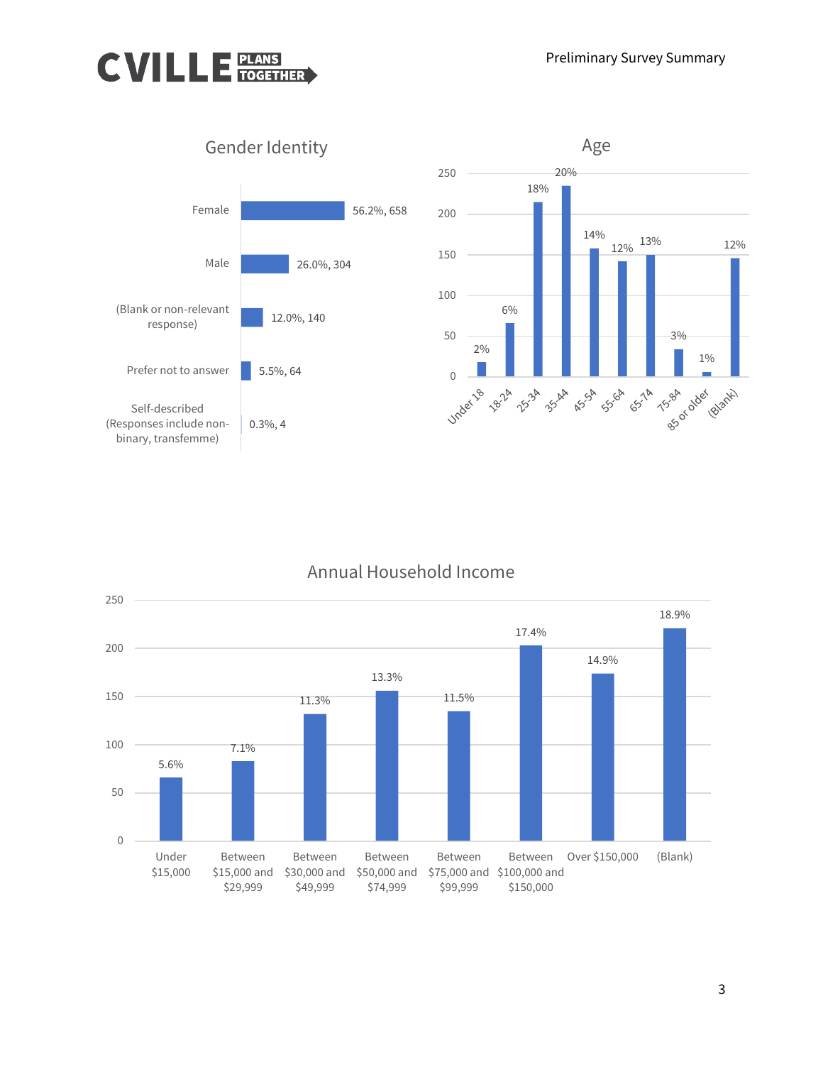## Gender Identity

| Gender Identity | Percent, Count |
|---|---|
| Female | 56.2%, 658 |
| Male | 26.0%, 304 |
| (Blank or non-relevant response) | 12.0%, 140 |
| Prefer not to answer | 5.5%, 64 |
| Self-described (Responses include non-binary, transfemme) | 0.3%, 4 |

## Age

| Age | Percent |
|---|---|
| Under 18 | 2% |
| 18-24 | 6% |
| 25-34 | 18% |
| 35-44 | 20% |
| 45-54 | 14% |
| 55-64 | 12% |
| 65-74 | 13% |
| 75-84 | 3% |
| 85 or older | 1% |
| (Blank) | 12% |

## Annual Household Income

| Annual Household Income | Percent |
|---|---|
| Under $15,000 | 5.6% |
| Between $15,000 and $29,999 | 7.1% |
| Between $30,000 and $49,999 | 11.3% |
| Between $50,000 and $74,999 | 13.3% |
| Between $75,000 and $99,999 | 11.5% |
| Between $100,000 and $150,000 | 17.4% |
| Over $150,000 | 14.9% |
| (Blank) | 18.9% |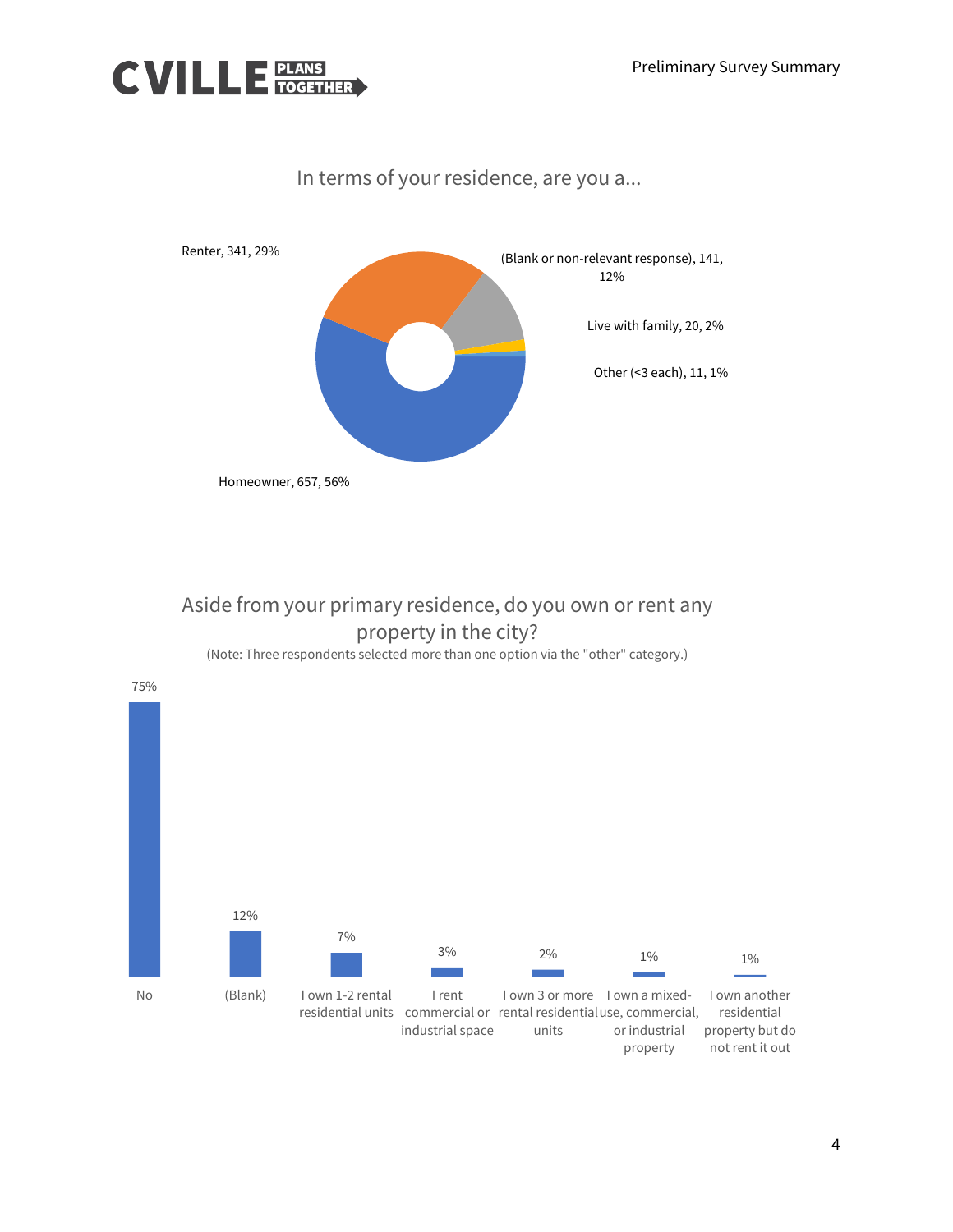## In terms of your residence, are you a...

Renter, 341, 29%

(Blank or non-relevant response), 141, 12%

Live with family, 20, 2%

Other (<3 each), 11, 1%

Homeowner, 657, 56%

## Aside from your primary residence, do you own or rent any property in the city?

(Note: Three respondents selected more than one option via the "other" category.)

75%
No

12%
(Blank)

7%
I own 1-2 rental residential units

3%
I rent commercial or industrial space

2%
I own 3 or more rental residential units

1%
I own a mixed-use, commercial, or industrial property

1%
I own another residential property but do not rent it out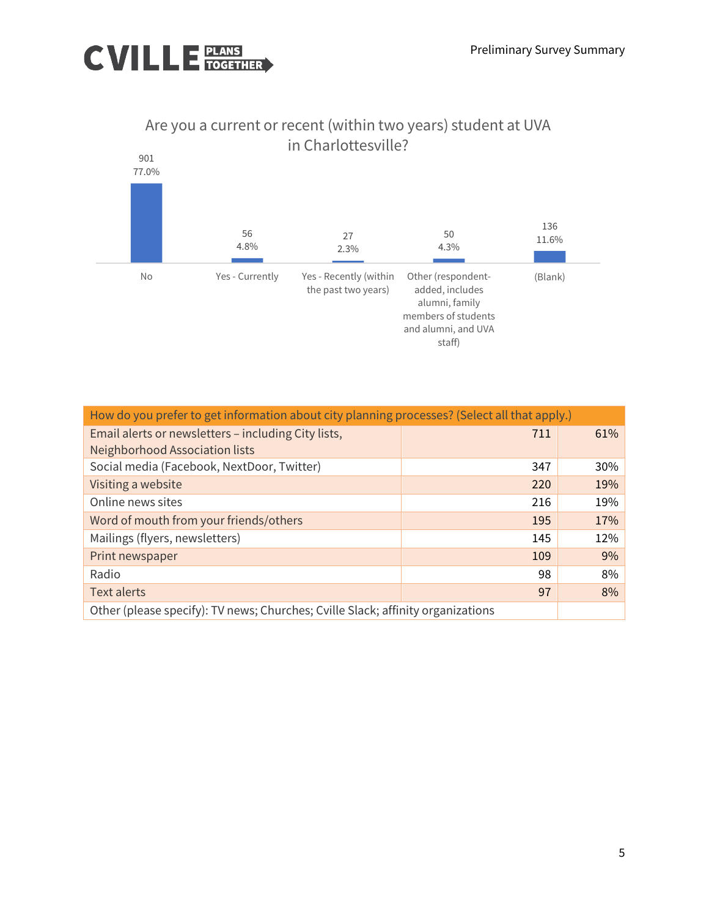Are you a current or recent (within two years) student at UVA in Charlottesville?

901
77.0%
No

56
4.8%
Yes - Currently

27
2.3%
Yes - Recently (within the past two years)

50
4.3%
Other (respondent-added, includes alumni, family members of students and alumni, and UVA staff)

136
11.6%
(Blank)

| How do you prefer to get information about city planning processes? (Select all that apply.) | | |
|---|---|---|
| Email alerts or newsletters – including City lists, Neighborhood Association lists | 711 | 61% |
| Social media (Facebook, NextDoor, Twitter) | 347 | 30% |
| Visiting a website | 220 | 19% |
| Online news sites | 216 | 19% |
| Word of mouth from your friends/others | 195 | 17% |
| Mailings (flyers, newsletters) | 145 | 12% |
| Print newspaper | 109 | 9% |
| Radio | 98 | 8% |
| Text alerts | 97 | 8% |
| Other (please specify): TV news; Churches; Cville Slack; affinity organizations | | |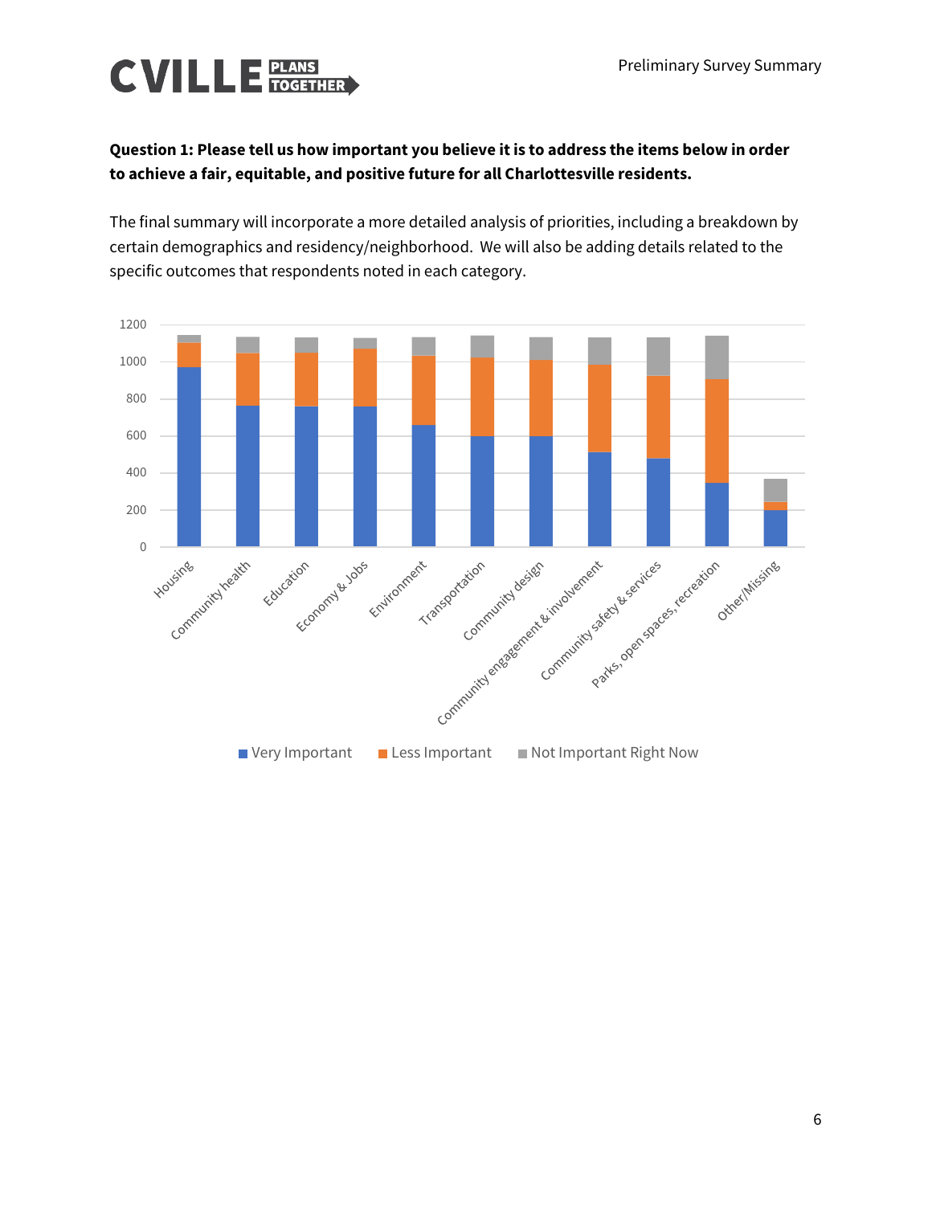**Question 1: Please tell us how important you believe it is to address the items below in order to achieve a fair, equitable, and positive future for all Charlottesville residents.**

The final summary will incorporate a more detailed analysis of priorities, including a breakdown by certain demographics and residency/neighborhood. We will also be adding details related to the specific outcomes that respondents noted in each category.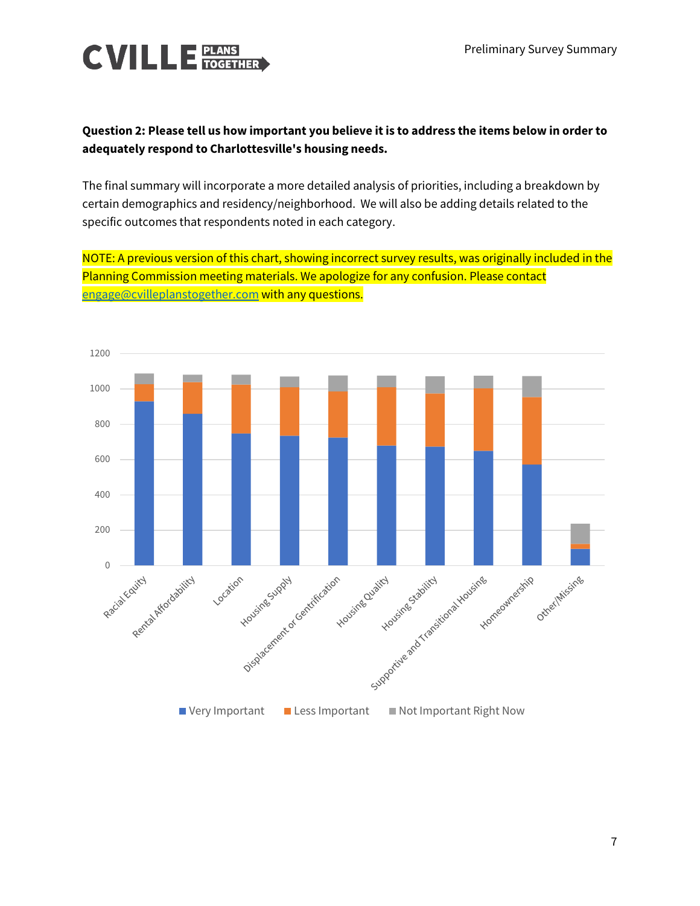**Question 2: Please tell us how important you believe it is to address the items below in order to adequately respond to Charlottesville's housing needs.**

The final summary will incorporate a more detailed analysis of priorities, including a breakdown by certain demographics and residency/neighborhood. We will also be adding details related to the specific outcomes that respondents noted in each category.

NOTE: A previous version of this chart, showing incorrect survey results, was originally included in the Planning Commission meeting materials. We apologize for any confusion. Please contact engage@cvilleplanstogether.com with any questions.

1200
1000
800
600
400
200
0

Racial Equity
Rental Affordability
Location
Housing Supply
Displacement or Gentrification
Housing Quality
Housing Stability
Supportive and Transitional Housing
Homeownership
Other/Missing

Very Important
Less Important
Not Important Right Now